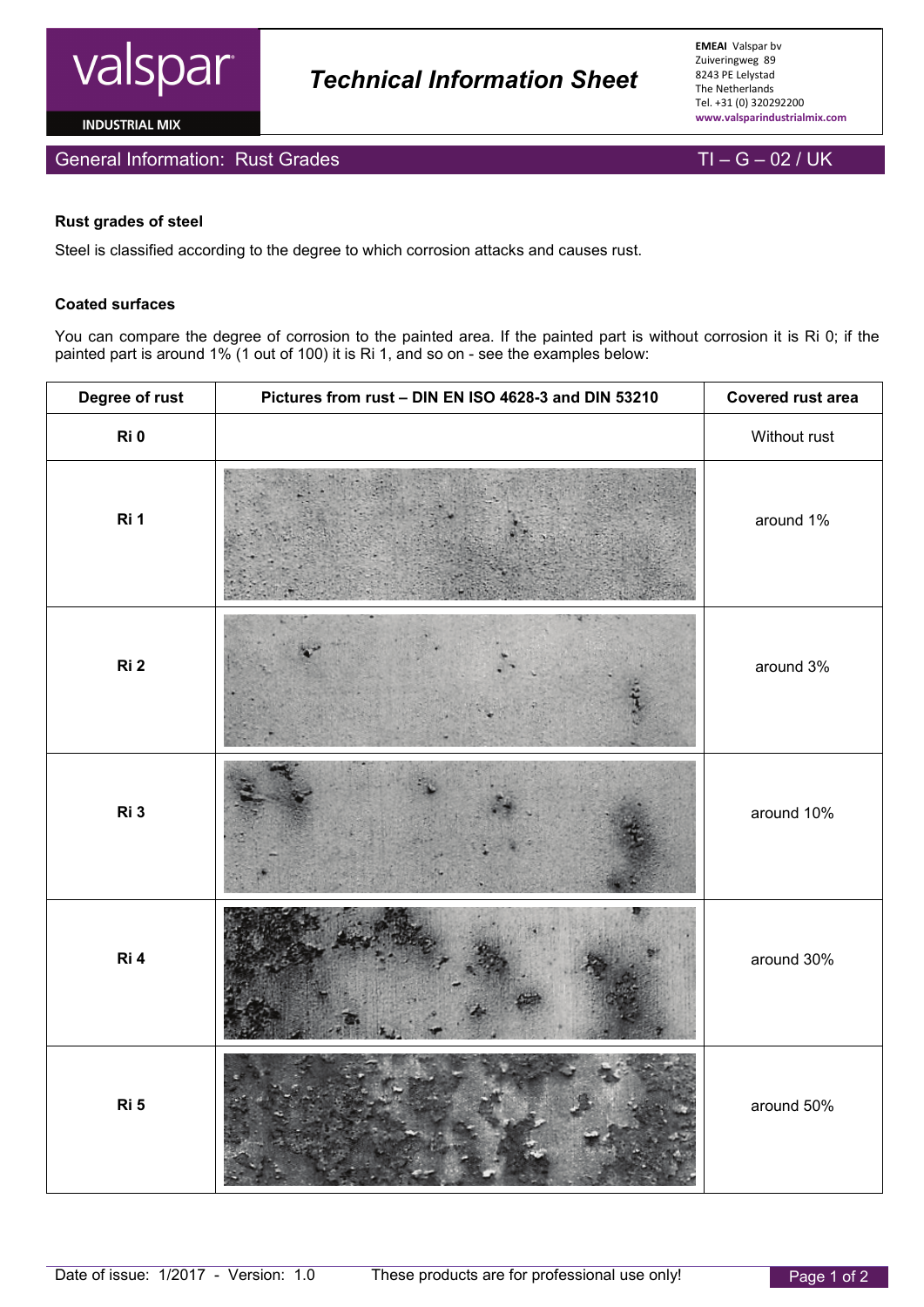# Technical Information Sheet

**EMEAI** Valspar bv
Zuiveringweg 89
8243 PE Lelystad
The Netherlands
Tel. +31 (0) 320292200
www.valsparindustrialmix.com

## General Information: Rust Grades — TI – G – 02 / UK

### Rust grades of steel

Steel is classified according to the degree to which corrosion attacks and causes rust.

### Coated surfaces

You can compare the degree of corrosion to the painted area. If the painted part is without corrosion it is Ri 0; if the painted part is around 1% (1 out of 100) it is Ri 1, and so on - see the examples below:

| Degree of rust | Pictures from rust – DIN EN ISO 4628-3 and DIN 53210 | Covered rust area |
|---|---|---|
| **Ri 0** | | Without rust |
| **Ri 1** | | around 1% |
| **Ri 2** | | around 3% |
| **Ri 3** | | around 10% |
| **Ri 4** | | around 30% |
| **Ri 5** | | around 50% |

Date of issue: 1/2017 - Version: 1.0 These products are for professional use only!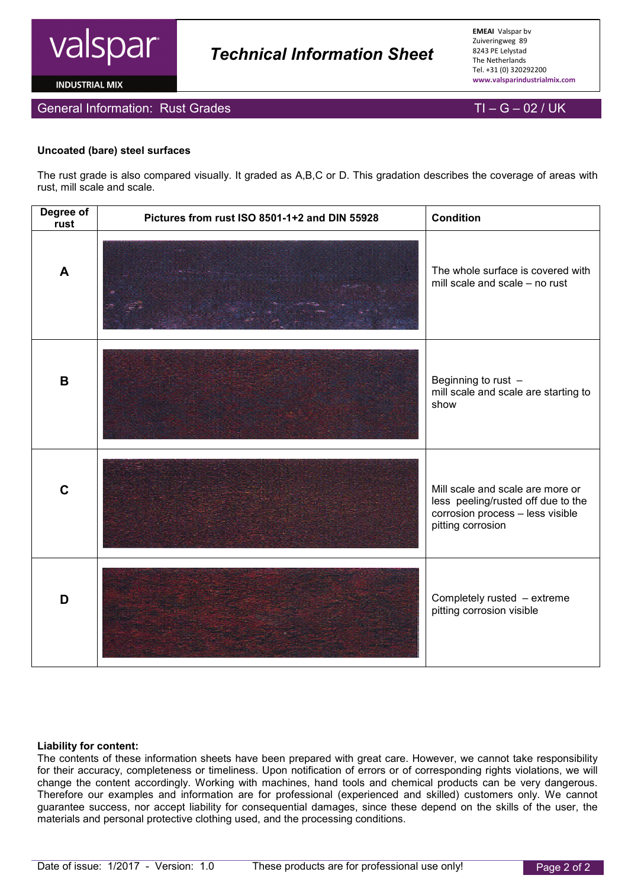## General Information: Rust Grades

TI – G – 02 / UK

### Uncoated (bare) steel surfaces

The rust grade is also compared visually. It graded as A,B,C or D. This gradation describes the coverage of areas with rust, mill scale and scale.

| Degree of rust | Pictures from rust ISO 8501-1+2 and DIN 55928 | Condition |
|---|---|---|
| **A** | | The whole surface is covered with mill scale and scale – no rust |
| **B** | | Beginning to rust – mill scale and scale are starting to show |
| **C** | | Mill scale and scale are more or less peeling/rusted off due to the corrosion process – less visible pitting corrosion |
| **D** | | Completely rusted – extreme pitting corrosion visible |

**Liability for content:**
The contents of these information sheets have been prepared with great care. However, we cannot take responsibility for their accuracy, completeness or timeliness. Upon notification of errors or of corresponding rights violations, we will change the content accordingly. Working with machines, hand tools and chemical products can be very dangerous. Therefore our examples and information are for professional (experienced and skilled) customers only. We cannot guarantee success, nor accept liability for consequential damages, since these depend on the skills of the user, the materials and personal protective clothing used, and the processing conditions.

Date of issue: 1/2017 - Version: 1.0 These products are for professional use only!